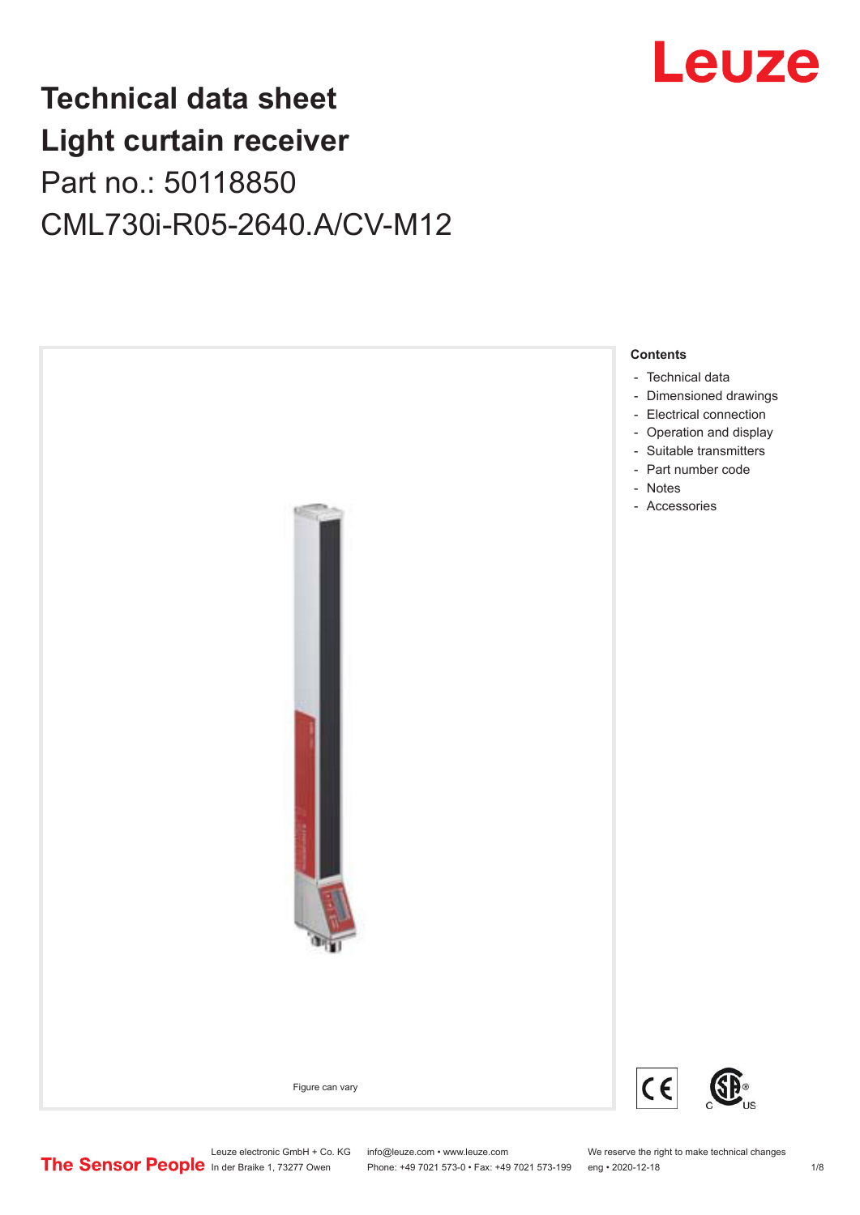# Technical data sheet
# Light curtain receiver

Part no.: 50118850

CML730i-R05-2640.A/CV-M12

Figure can vary

**Contents**

- Technical data
- Dimensioned drawings
- Electrical connection
- Operation and display
- Suitable transmitters
- Part number code
- Notes
- Accessories

Leuze electronic GmbH + Co. KG
In der Braike 1, 73277 Owen

info@leuze.com • www.leuze.com
Phone: +49 7021 573-0 • Fax: +49 7021 573-199

We reserve the right to make technical changes
eng • 2020-12-18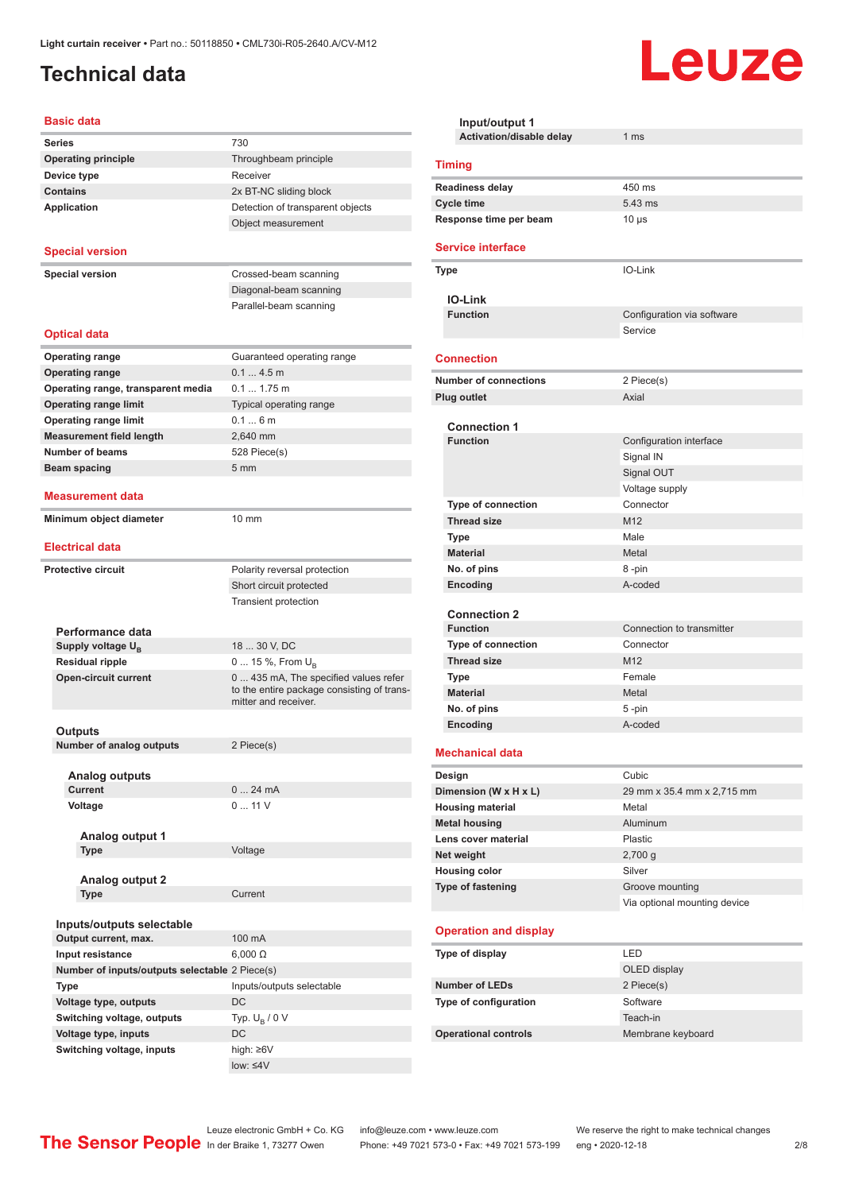# Technical data

## Basic data

| | |
|---|---|
| Series | 730 |
| Operating principle | Throughbeam principle |
| Device type | Receiver |
| Contains | 2x BT-NC sliding block |
| Application | Detection of transparent objects |
| | Object measurement |

## Special version

| | |
|---|---|
| Special version | Crossed-beam scanning |
| | Diagonal-beam scanning |
| | Parallel-beam scanning |

## Optical data

| | |
|---|---|
| Operating range | Guaranteed operating range |
| Operating range | 0.1 ... 4.5 m |
| Operating range, transparent media | 0.1 ... 1.75 m |
| Operating range limit | Typical operating range |
| Operating range limit | 0.1 ... 6 m |
| Measurement field length | 2,640 mm |
| Number of beams | 528 Piece(s) |
| Beam spacing | 5 mm |

## Measurement data

| | |
|---|---|
| Minimum object diameter | 10 mm |

## Electrical data

| | |
|---|---|
| Protective circuit | Polarity reversal protection |
| | Short circuit protected |
| | Transient protection |

### Performance data

| | |
|---|---|
| Supply voltage $U_B$ | 18 ... 30 V, DC |
| Residual ripple | 0 ... 15 %, From $U_B$ |
| Open-circuit current | 0 ... 435 mA, The specified values refer to the entire package consisting of transmitter and receiver. |

### Outputs

| | |
|---|---|
| Number of analog outputs | 2 Piece(s) |

#### Analog outputs

| | |
|---|---|
| Current | 0 ... 24 mA |
| Voltage | 0 ... 11 V |

##### Analog output 1

| | |
|---|---|
| Type | Voltage |

##### Analog output 2

| | |
|---|---|
| Type | Current |

### Inputs/outputs selectable

| | |
|---|---|
| Output current, max. | 100 mA |
| Input resistance | 6,000 Ω |
| Number of inputs/outputs selectable | 2 Piece(s) |
| Type | Inputs/outputs selectable |
| Voltage type, outputs | DC |
| Switching voltage, outputs | Typ. $U_B$ / 0 V |
| Voltage type, inputs | DC |
| Switching voltage, inputs | high: ≥6V |
| | low: ≤4V |

#### Input/output 1

| | |
|---|---|
| Activation/disable delay | 1 ms |

## Timing

| | |
|---|---|
| Readiness delay | 450 ms |
| Cycle time | 5.43 ms |
| Response time per beam | 10 µs |

## Service interface

| | |
|---|---|
| Type | IO-Link |

### IO-Link

| | |
|---|---|
| Function | Configuration via software |
| | Service |

## Connection

| | |
|---|---|
| Number of connections | 2 Piece(s) |
| Plug outlet | Axial |

### Connection 1

| | |
|---|---|
| Function | Configuration interface |
| | Signal IN |
| | Signal OUT |
| | Voltage supply |
| Type of connection | Connector |
| Thread size | M12 |
| Type | Male |
| Material | Metal |
| No. of pins | 8 -pin |
| Encoding | A-coded |

### Connection 2

| | |
|---|---|
| Function | Connection to transmitter |
| Type of connection | Connector |
| Thread size | M12 |
| Type | Female |
| Material | Metal |
| No. of pins | 5 -pin |
| Encoding | A-coded |

## Mechanical data

| | |
|---|---|
| Design | Cubic |
| Dimension (W x H x L) | 29 mm x 35.4 mm x 2,715 mm |
| Housing material | Metal |
| Metal housing | Aluminum |
| Lens cover material | Plastic |
| Net weight | 2,700 g |
| Housing color | Silver |
| Type of fastening | Groove mounting |
| | Via optional mounting device |

## Operation and display

| | |
|---|---|
| Type of display | LED |
| | OLED display |
| Number of LEDs | 2 Piece(s) |
| Type of configuration | Software |
| | Teach-in |
| Operational controls | Membrane keyboard |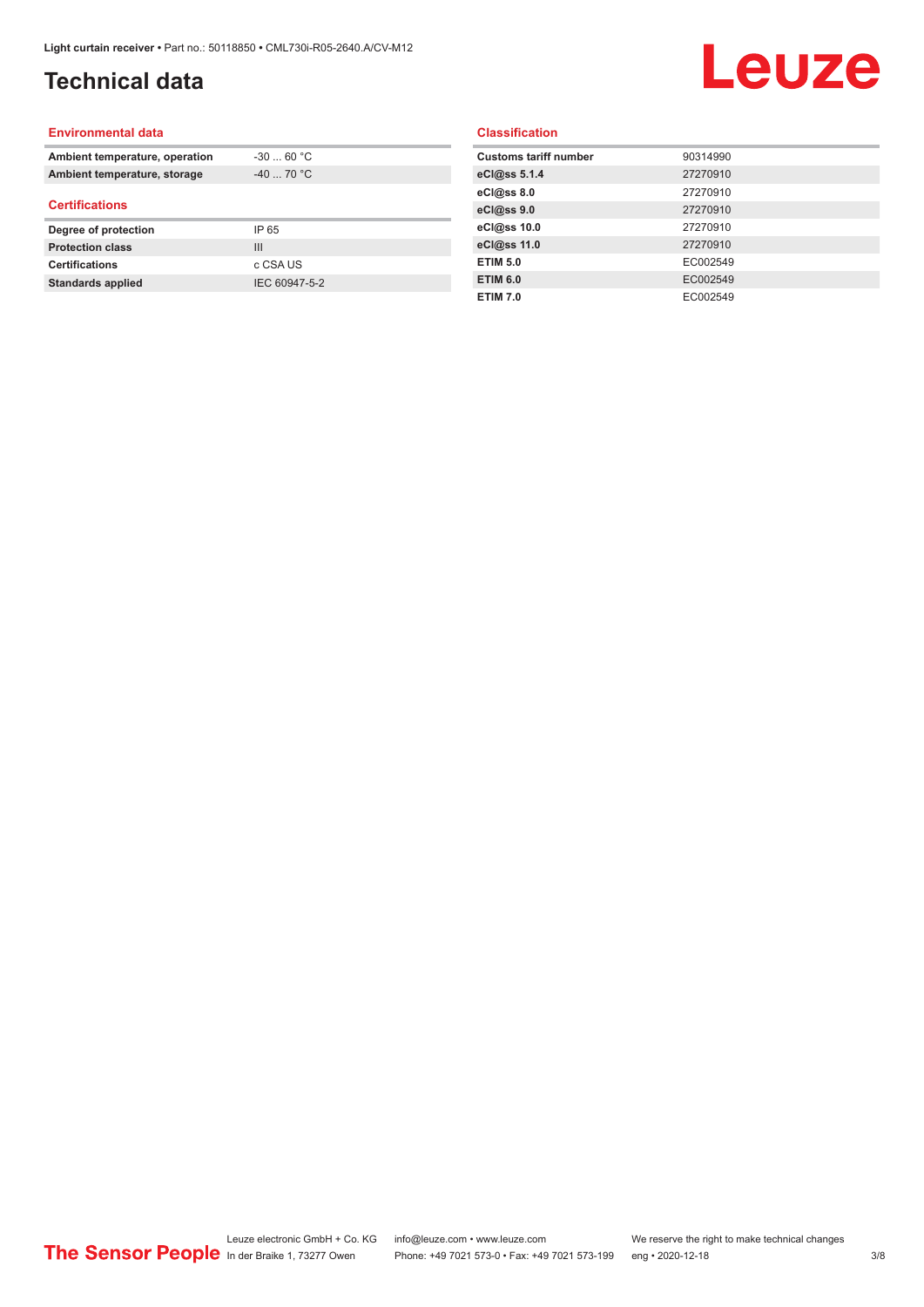# Technical data

## Environmental data

| | |
|---|---|
| **Ambient temperature, operation** | -30 ... 60 °C |
| **Ambient temperature, storage** | -40 ... 70 °C |

## Certifications

| | |
|---|---|
| **Degree of protection** | IP 65 |
| **Protection class** | III |
| **Certifications** | c CSA US |
| **Standards applied** | IEC 60947-5-2 |

## Classification

| | |
|---|---|
| **Customs tariff number** | 90314990 |
| **eCl@ss 5.1.4** | 27270910 |
| **eCl@ss 8.0** | 27270910 |
| **eCl@ss 9.0** | 27270910 |
| **eCl@ss 10.0** | 27270910 |
| **eCl@ss 11.0** | 27270910 |
| **ETIM 5.0** | EC002549 |
| **ETIM 6.0** | EC002549 |
| **ETIM 7.0** | EC002549 |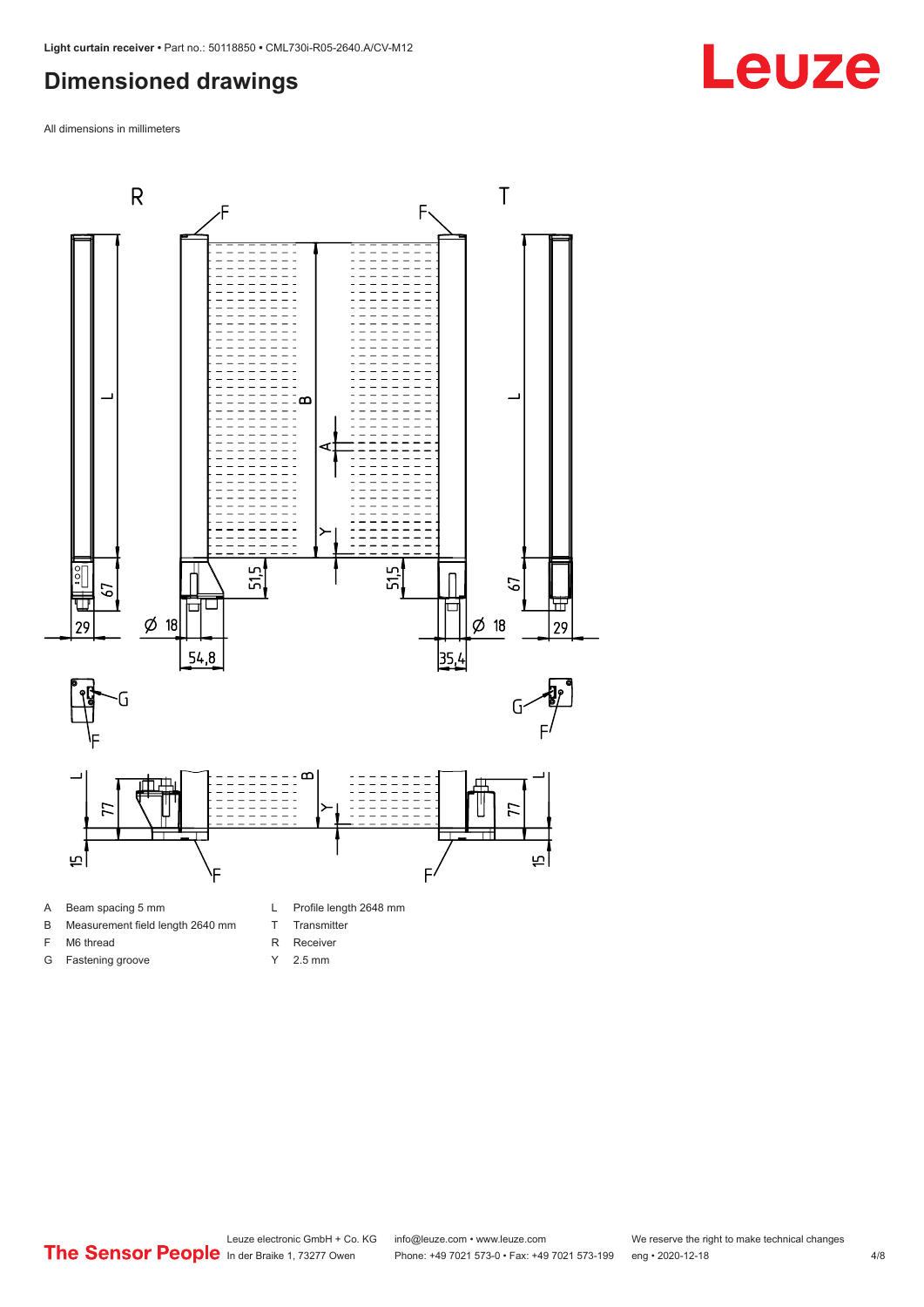# Dimensioned drawings

All dimensions in millimeters

A Beam spacing 5 mm

B Measurement field length 2640 mm

F M6 thread

G Fastening groove

L Profile length 2648 mm

T Transmitter

R Receiver

Y 2.5 mm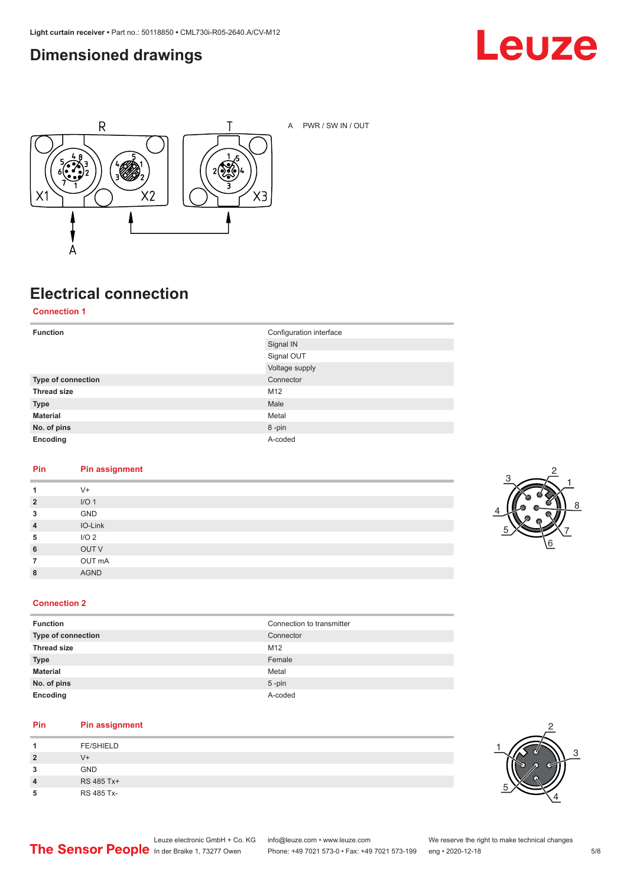## Dimensioned drawings

A PWR / SW IN / OUT

## Electrical connection

### Connection 1

| Function | Configuration interface |
|---|---|
| | Signal IN |
| | Signal OUT |
| | Voltage supply |
| **Type of connection** | Connector |
| **Thread size** | M12 |
| **Type** | Male |
| **Material** | Metal |
| **No. of pins** | 8 -pin |
| **Encoding** | A-coded |

| Pin | Pin assignment |
|---|---|
| **1** | V+ |
| **2** | I/O 1 |
| **3** | GND |
| **4** | IO-Link |
| **5** | I/O 2 |
| **6** | OUT V |
| **7** | OUT mA |
| **8** | AGND |

### Connection 2

| Function | Connection to transmitter |
|---|---|
| **Type of connection** | Connector |
| **Thread size** | M12 |
| **Type** | Female |
| **Material** | Metal |
| **No. of pins** | 5 -pin |
| **Encoding** | A-coded |

| Pin | Pin assignment |
|---|---|
| **1** | FE/SHIELD |
| **2** | V+ |
| **3** | GND |
| **4** | RS 485 Tx+ |
| **5** | RS 485 Tx- |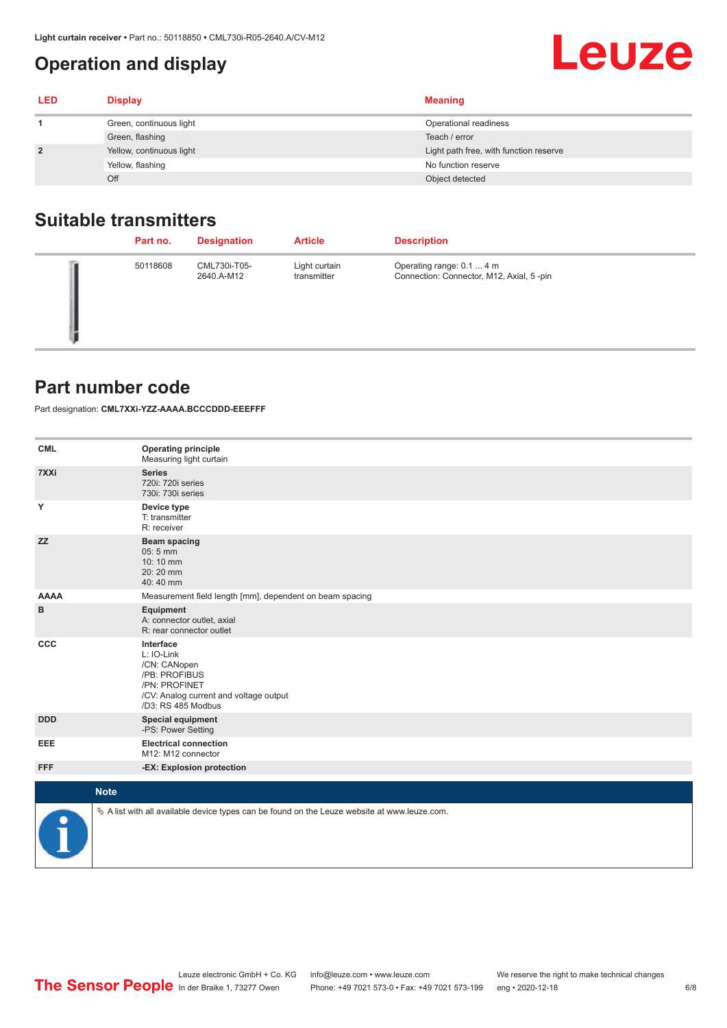# Operation and display

| LED | Display | Meaning |
|---|---|---|
| 1 | Green, continuous light | Operational readiness |
| | Green, flashing | Teach / error |
| 2 | Yellow, continuous light | Light path free, with function reserve |
| | Yellow, flashing | No function reserve |
| | Off | Object detected |

## Suitable transmitters

| | Part no. | Designation | Article | Description |
|---|---|---|---|---|
| | 50118608 | CML730i-T05-2640.A-M12 | Light curtain transmitter | Operating range: 0.1 ... 4 m<br>Connection: Connector, M12, Axial, 5 -pin |

## Part number code

Part designation: **CML7XXi-YZZ-AAAA.BCCCDDD-EEEFFF**

| | |
|---|---|
| **CML** | **Operating principle**<br>Measuring light curtain |
| **7XXi** | **Series**<br>720i: 720i series<br>730i: 730i series |
| **Y** | **Device type**<br>T: transmitter<br>R: receiver |
| **ZZ** | **Beam spacing**<br>05: 5 mm<br>10: 10 mm<br>20: 20 mm<br>40: 40 mm |
| **AAAA** | Measurement field length [mm], dependent on beam spacing |
| **B** | **Equipment**<br>A: connector outlet, axial<br>R: rear connector outlet |
| **CCC** | **Interface**<br>L: IO-Link<br>/CN: CANopen<br>/PB: PROFIBUS<br>/PN: PROFINET<br>/CV: Analog current and voltage output<br>/D3: RS 485 Modbus |
| **DDD** | **Special equipment**<br>-PS: Power Setting |
| **EEE** | **Electrical connection**<br>M12: M12 connector |
| **FFF** | **-EX: Explosion protection** |

**Note**

↳ A list with all available device types can be found on the Leuze website at www.leuze.com.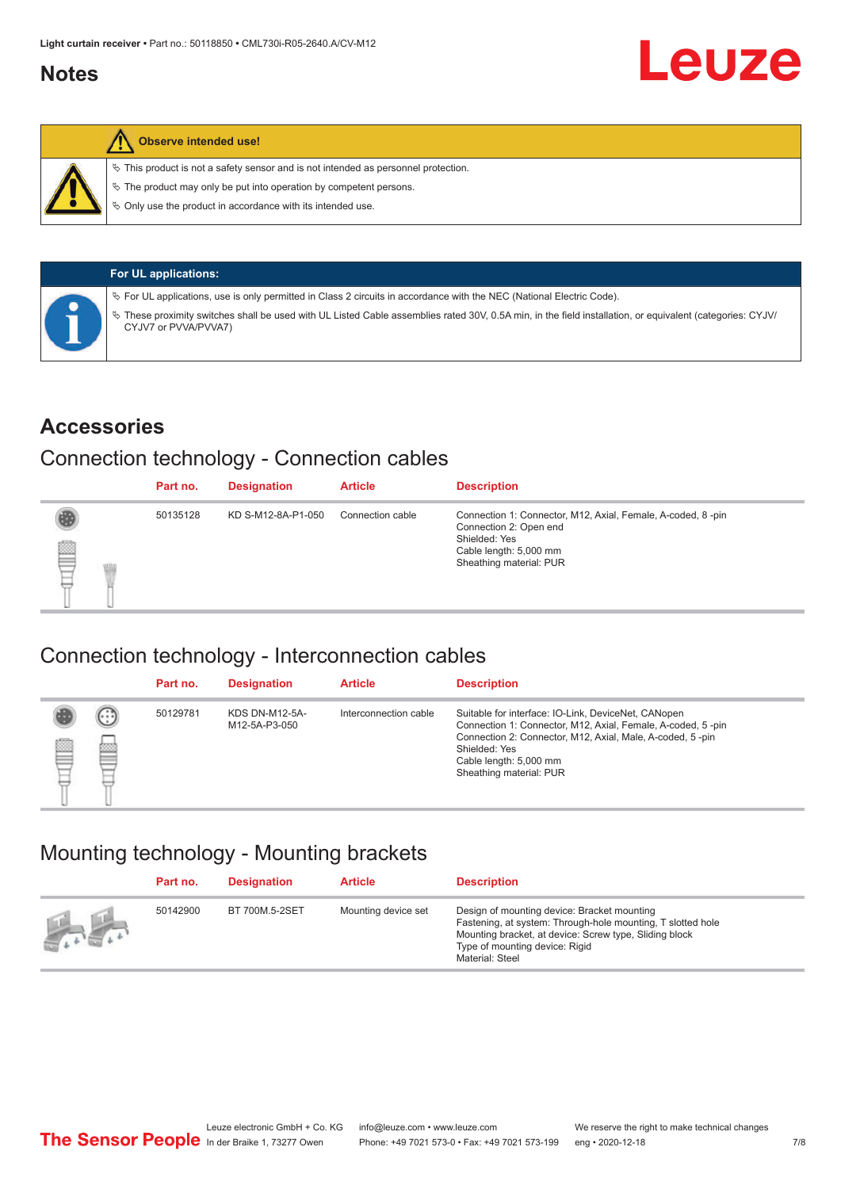## Notes

**Observe intended use!**

- This product is not a safety sensor and is not intended as personnel protection.
- The product may only be put into operation by competent persons.
- Only use the product in accordance with its intended use.

**For UL applications:**

- For UL applications, use is only permitted in Class 2 circuits in accordance with the NEC (National Electric Code).
- These proximity switches shall be used with UL Listed Cable assemblies rated 30V, 0.5A min, in the field installation, or equivalent (categories: CYJV/CYJV7 or PVVA/PVVA7)

## Accessories

### Connection technology - Connection cables

| Part no. | Designation | Article | Description |
|---|---|---|---|
| 50135128 | KD S-M12-8A-P1-050 | Connection cable | Connection 1: Connector, M12, Axial, Female, A-coded, 8 -pin<br>Connection 2: Open end<br>Shielded: Yes<br>Cable length: 5,000 mm<br>Sheathing material: PUR |

### Connection technology - Interconnection cables

| Part no. | Designation | Article | Description |
|---|---|---|---|
| 50129781 | KDS DN-M12-5A-M12-5A-P3-050 | Interconnection cable | Suitable for interface: IO-Link, DeviceNet, CANopen<br>Connection 1: Connector, M12, Axial, Female, A-coded, 5 -pin<br>Connection 2: Connector, M12, Axial, Male, A-coded, 5 -pin<br>Shielded: Yes<br>Cable length: 5,000 mm<br>Sheathing material: PUR |

### Mounting technology - Mounting brackets

| Part no. | Designation | Article | Description |
|---|---|---|---|
| 50142900 | BT 700M.5-2SET | Mounting device set | Design of mounting device: Bracket mounting<br>Fastening, at system: Through-hole mounting, T slotted hole<br>Mounting bracket, at device: Screw type, Sliding block<br>Type of mounting device: Rigid<br>Material: Steel |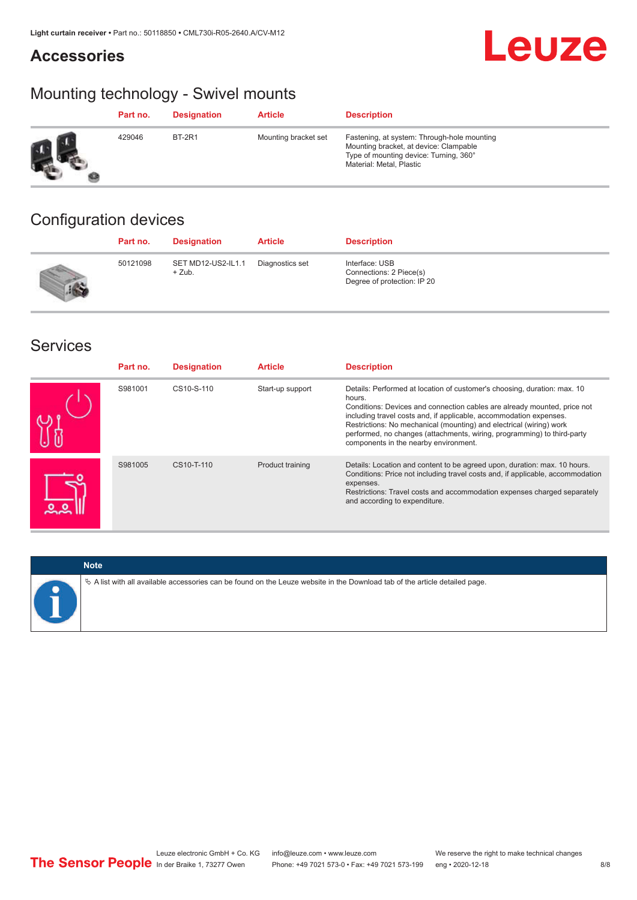## Accessories

## Mounting technology - Swivel mounts

| Part no. | Designation | Article | Description |
|---|---|---|---|
| 429046 | BT-2R1 | Mounting bracket set | Fastening, at system: Through-hole mounting<br>Mounting bracket, at device: Clampable<br>Type of mounting device: Turning, 360°<br>Material: Metal, Plastic |

## Configuration devices

| Part no. | Designation | Article | Description |
|---|---|---|---|
| 50121098 | SET MD12-US2-IL1.1 + Zub. | Diagnostics set | Interface: USB<br>Connections: 2 Piece(s)<br>Degree of protection: IP 20 |

## Services

| Part no. | Designation | Article | Description |
|---|---|---|---|
| S981001 | CS10-S-110 | Start-up support | Details: Performed at location of customer's choosing, duration: max. 10 hours.<br>Conditions: Devices and connection cables are already mounted, price not including travel costs and, if applicable, accommodation expenses.<br>Restrictions: No mechanical (mounting) and electrical (wiring) work performed, no changes (attachments, wiring, programming) to third-party components in the nearby environment. |
| S981005 | CS10-T-110 | Product training | Details: Location and content to be agreed upon, duration: max. 10 hours.<br>Conditions: Price not including travel costs and, if applicable, accommodation expenses.<br>Restrictions: Travel costs and accommodation expenses charged separately and according to expenditure. |

**Note**

A list with all available accessories can be found on the Leuze website in the Download tab of the article detailed page.